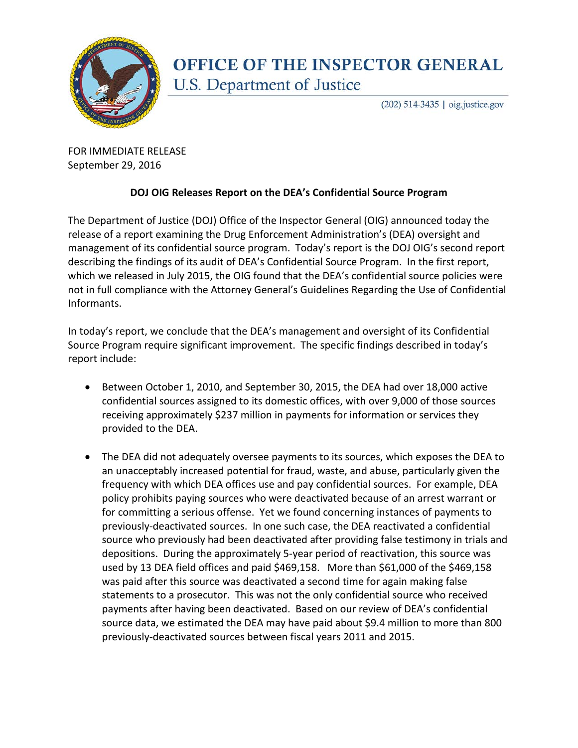# OFFICE OF THE INSPECTOR GENERAL
## U.S. Department of Justice

(202) 514-3435 | oig.justice.gov

FOR IMMEDIATE RELEASE
September 29, 2016

**DOJ OIG Releases Report on the DEA's Confidential Source Program**

The Department of Justice (DOJ) Office of the Inspector General (OIG) announced today the release of a report examining the Drug Enforcement Administration's (DEA) oversight and management of its confidential source program. Today's report is the DOJ OIG's second report describing the findings of its audit of DEA's Confidential Source Program. In the first report, which we released in July 2015, the OIG found that the DEA's confidential source policies were not in full compliance with the Attorney General's Guidelines Regarding the Use of Confidential Informants.

In today's report, we conclude that the DEA's management and oversight of its Confidential Source Program require significant improvement. The specific findings described in today's report include:

- Between October 1, 2010, and September 30, 2015, the DEA had over 18,000 active confidential sources assigned to its domestic offices, with over 9,000 of those sources receiving approximately $237 million in payments for information or services they provided to the DEA.

- The DEA did not adequately oversee payments to its sources, which exposes the DEA to an unacceptably increased potential for fraud, waste, and abuse, particularly given the frequency with which DEA offices use and pay confidential sources. For example, DEA policy prohibits paying sources who were deactivated because of an arrest warrant or for committing a serious offense. Yet we found concerning instances of payments to previously-deactivated sources. In one such case, the DEA reactivated a confidential source who previously had been deactivated after providing false testimony in trials and depositions. During the approximately 5-year period of reactivation, this source was used by 13 DEA field offices and paid $469,158. More than $61,000 of the $469,158 was paid after this source was deactivated a second time for again making false statements to a prosecutor. This was not the only confidential source who received payments after having been deactivated. Based on our review of DEA's confidential source data, we estimated the DEA may have paid about $9.4 million to more than 800 previously-deactivated sources between fiscal years 2011 and 2015.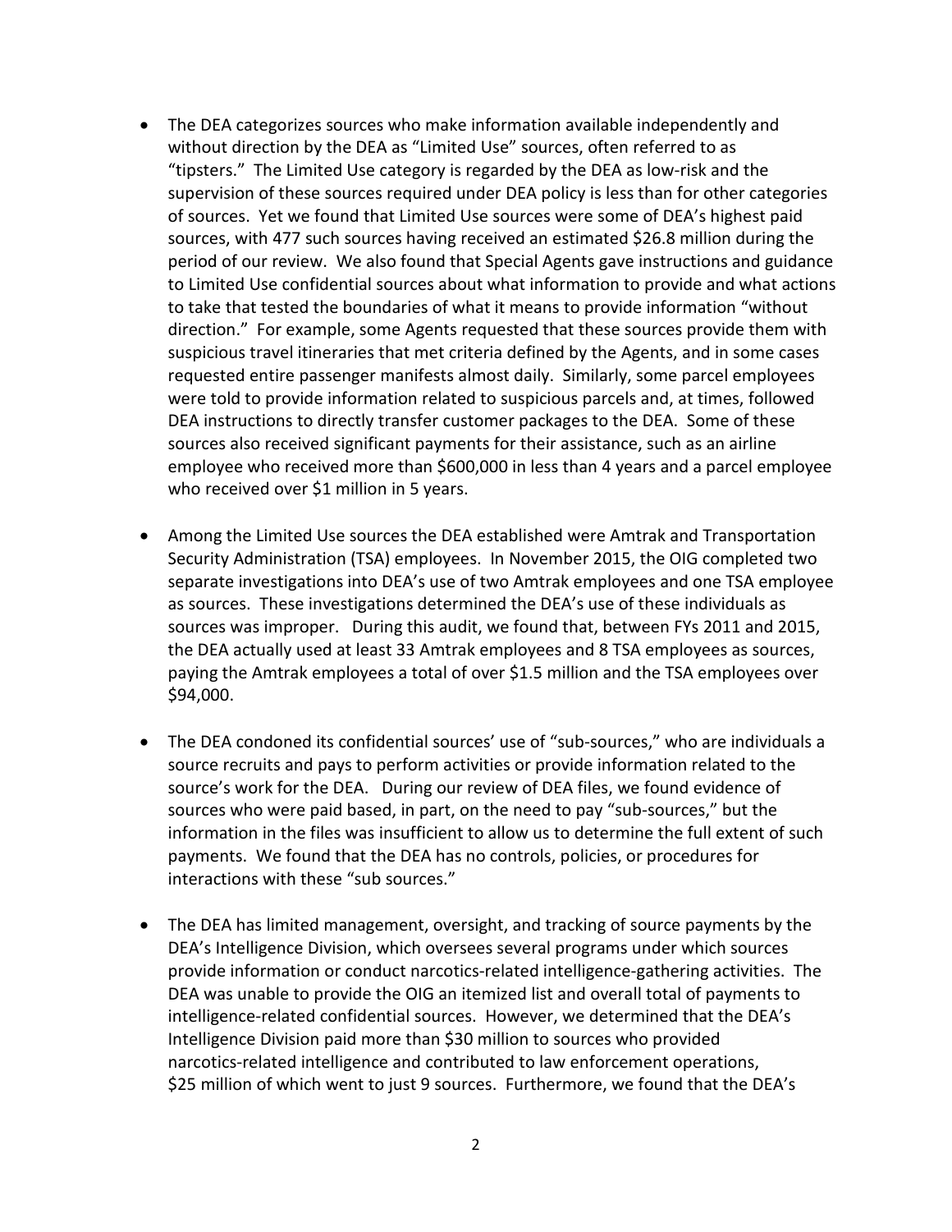- The DEA categorizes sources who make information available independently and without direction by the DEA as "Limited Use" sources, often referred to as "tipsters." The Limited Use category is regarded by the DEA as low-risk and the supervision of these sources required under DEA policy is less than for other categories of sources. Yet we found that Limited Use sources were some of DEA's highest paid sources, with 477 such sources having received an estimated $26.8 million during the period of our review. We also found that Special Agents gave instructions and guidance to Limited Use confidential sources about what information to provide and what actions to take that tested the boundaries of what it means to provide information "without direction." For example, some Agents requested that these sources provide them with suspicious travel itineraries that met criteria defined by the Agents, and in some cases requested entire passenger manifests almost daily. Similarly, some parcel employees were told to provide information related to suspicious parcels and, at times, followed DEA instructions to directly transfer customer packages to the DEA. Some of these sources also received significant payments for their assistance, such as an airline employee who received more than $600,000 in less than 4 years and a parcel employee who received over $1 million in 5 years.

- Among the Limited Use sources the DEA established were Amtrak and Transportation Security Administration (TSA) employees. In November 2015, the OIG completed two separate investigations into DEA's use of two Amtrak employees and one TSA employee as sources. These investigations determined the DEA's use of these individuals as sources was improper. During this audit, we found that, between FYs 2011 and 2015, the DEA actually used at least 33 Amtrak employees and 8 TSA employees as sources, paying the Amtrak employees a total of over $1.5 million and the TSA employees over $94,000.

- The DEA condoned its confidential sources' use of "sub-sources," who are individuals a source recruits and pays to perform activities or provide information related to the source's work for the DEA. During our review of DEA files, we found evidence of sources who were paid based, in part, on the need to pay "sub-sources," but the information in the files was insufficient to allow us to determine the full extent of such payments. We found that the DEA has no controls, policies, or procedures for interactions with these "sub sources."

- The DEA has limited management, oversight, and tracking of source payments by the DEA's Intelligence Division, which oversees several programs under which sources provide information or conduct narcotics-related intelligence-gathering activities. The DEA was unable to provide the OIG an itemized list and overall total of payments to intelligence-related confidential sources. However, we determined that the DEA's Intelligence Division paid more than $30 million to sources who provided narcotics-related intelligence and contributed to law enforcement operations, $25 million of which went to just 9 sources. Furthermore, we found that the DEA's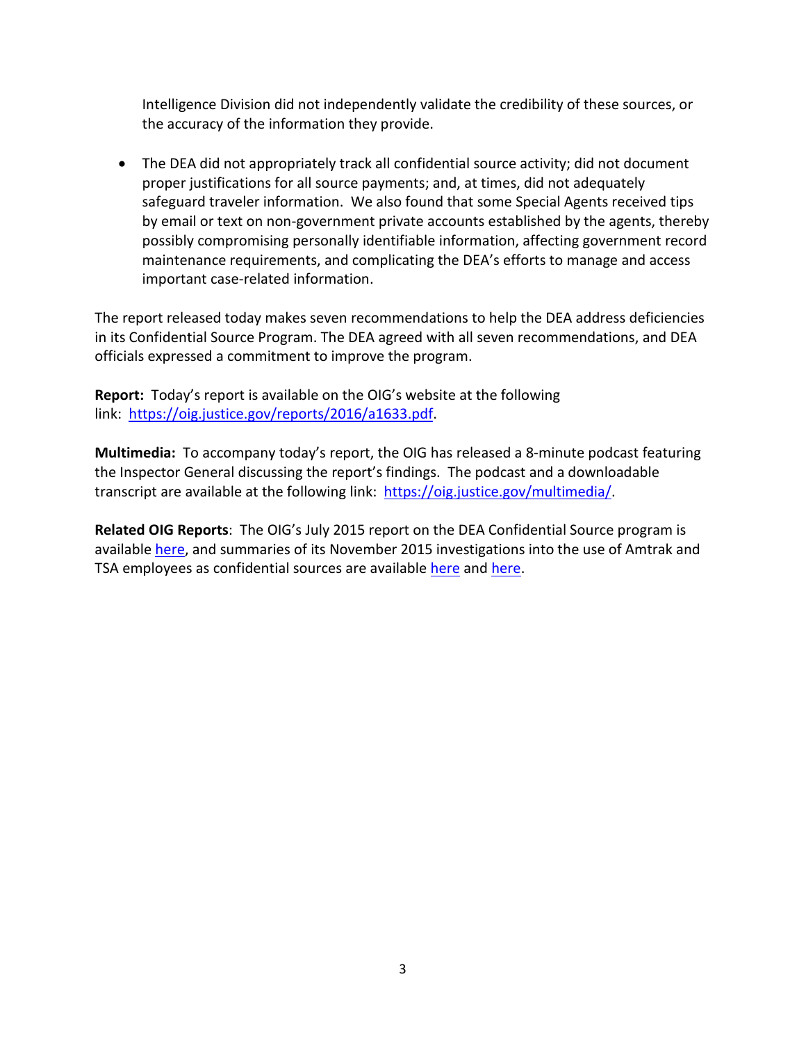Intelligence Division did not independently validate the credibility of these sources, or the accuracy of the information they provide.

- The DEA did not appropriately track all confidential source activity; did not document proper justifications for all source payments; and, at times, did not adequately safeguard traveler information. We also found that some Special Agents received tips by email or text on non-government private accounts established by the agents, thereby possibly compromising personally identifiable information, affecting government record maintenance requirements, and complicating the DEA's efforts to manage and access important case-related information.

The report released today makes seven recommendations to help the DEA address deficiencies in its Confidential Source Program. The DEA agreed with all seven recommendations, and DEA officials expressed a commitment to improve the program.

**Report:** Today's report is available on the OIG's website at the following link: https://oig.justice.gov/reports/2016/a1633.pdf.

**Multimedia:** To accompany today's report, the OIG has released a 8-minute podcast featuring the Inspector General discussing the report's findings. The podcast and a downloadable transcript are available at the following link: https://oig.justice.gov/multimedia/.

**Related OIG Reports**: The OIG's July 2015 report on the DEA Confidential Source program is available here, and summaries of its November 2015 investigations into the use of Amtrak and TSA employees as confidential sources are available here and here.